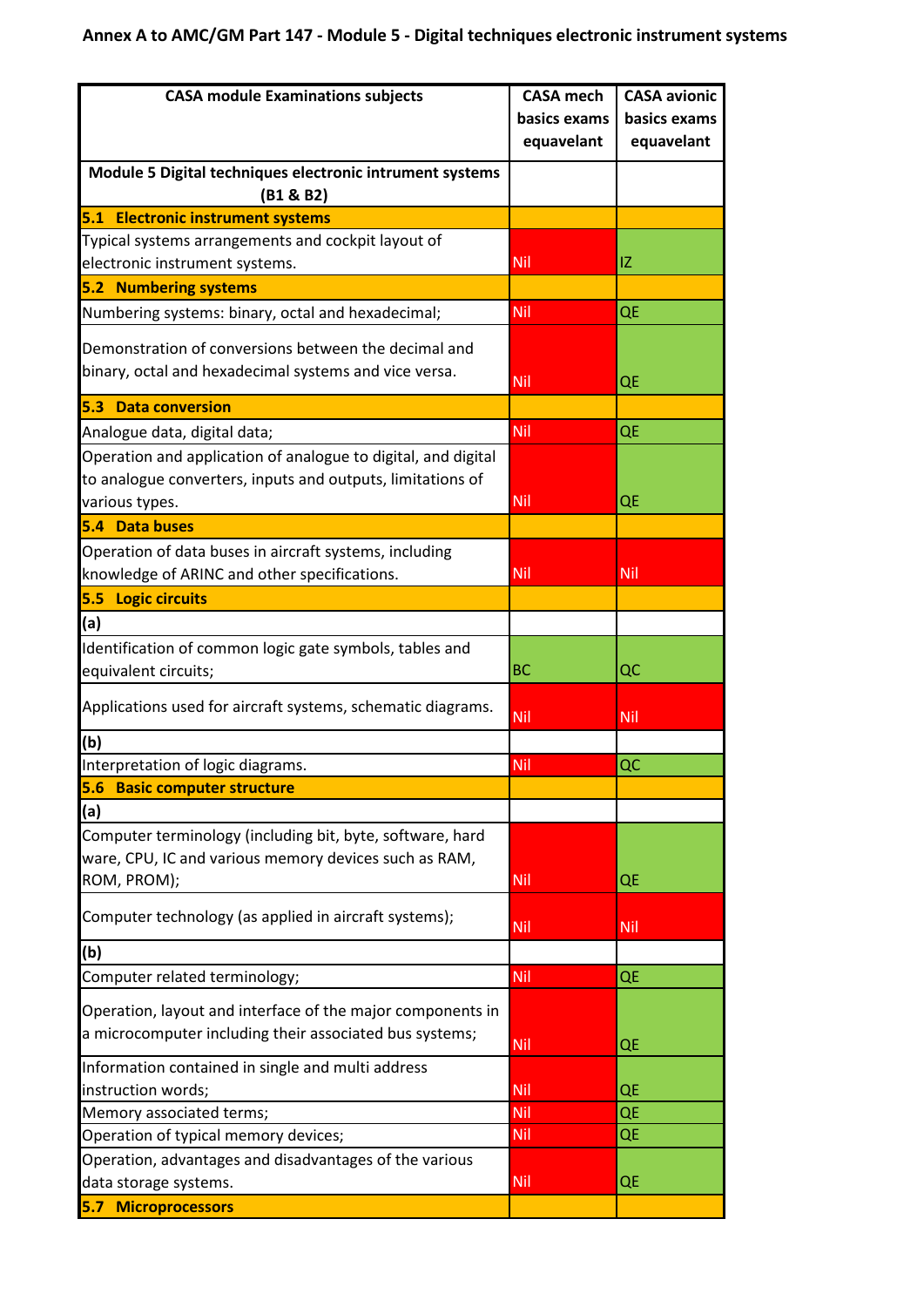# Annex A to AMC/GM Part 147 - Module 5 - Digital techniques electronic instrument systems

| CASA module Examinations subjects | CASA mech basics exams equavelant | CASA avionic basics exams equavelant |
|---|---|---|
| **Module 5 Digital techniques electronic intrument systems (B1 & B2)** | | |
| **5.1 Electronic instrument systems** | | |
| Typical systems arrangements and cockpit layout of electronic instrument systems. | Nil | IZ |
| **5.2 Numbering systems** | | |
| Numbering systems: binary, octal and hexadecimal; | Nil | QE |
| Demonstration of conversions between the decimal and binary, octal and hexadecimal systems and vice versa. | Nil | QE |
| **5.3 Data conversion** | | |
| Analogue data, digital data; | Nil | QE |
| Operation and application of analogue to digital, and digital to analogue converters, inputs and outputs, limitations of various types. | Nil | QE |
| **5.4 Data buses** | | |
| Operation of data buses in aircraft systems, including knowledge of ARINC and other specifications. | Nil | Nil |
| **5.5 Logic circuits** | | |
| (a) | | |
| Identification of common logic gate symbols, tables and equivalent circuits; | BC | QC |
| Applications used for aircraft systems, schematic diagrams. | Nil | Nil |
| (b) | | |
| Interpretation of logic diagrams. | Nil | QC |
| **5.6 Basic computer structure** | | |
| (a) | | |
| Computer terminology (including bit, byte, software, hard ware, CPU, IC and various memory devices such as RAM, ROM, PROM); | Nil | QE |
| Computer technology (as applied in aircraft systems); | Nil | Nil |
| (b) | | |
| Computer related terminology; | Nil | QE |
| Operation, layout and interface of the major components in a microcomputer including their associated bus systems; | Nil | QE |
| Information contained in single and multi address instruction words; | Nil | QE |
| Memory associated terms; | Nil | QE |
| Operation of typical memory devices; | Nil | QE |
| Operation, advantages and disadvantages of the various data storage systems. | Nil | QE |
| **5.7 Microprocessors** | | |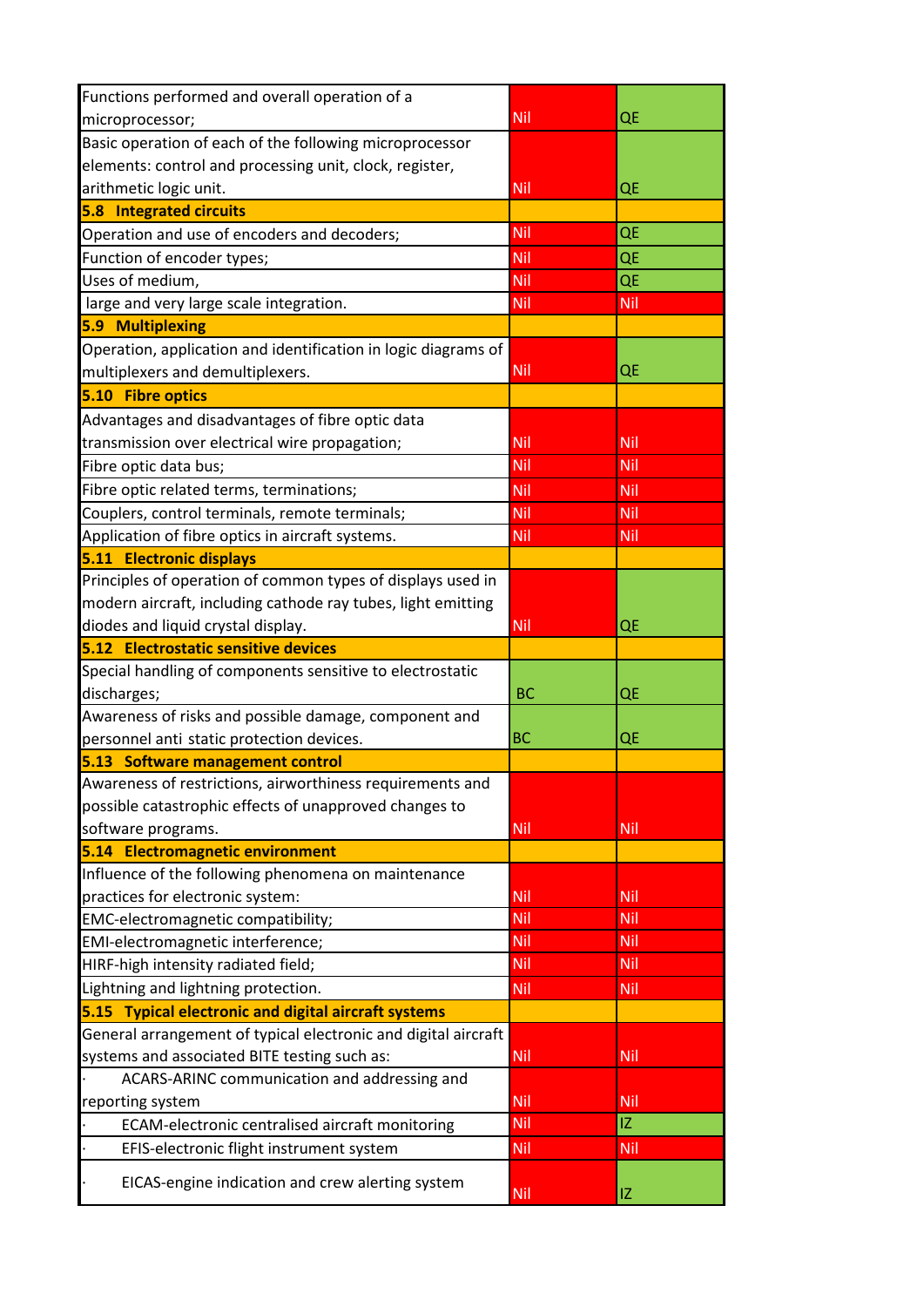| | | |
|---|---|---|
| Functions performed and overall operation of a microprocessor; | Nil | QE |
| Basic operation of each of the following microprocessor elements: control and processing unit, clock, register, arithmetic logic unit. | Nil | QE |
| **5.8 Integrated circuits** | | |
| Operation and use of encoders and decoders; | Nil | QE |
| Function of encoder types; | Nil | QE |
| Uses of medium, | Nil | QE |
| large and very large scale integration. | Nil | Nil |
| **5.9 Multiplexing** | | |
| Operation, application and identification in logic diagrams of multiplexers and demultiplexers. | Nil | QE |
| **5.10 Fibre optics** | | |
| Advantages and disadvantages of fibre optic data transmission over electrical wire propagation; | Nil | Nil |
| Fibre optic data bus; | Nil | Nil |
| Fibre optic related terms, terminations; | Nil | Nil |
| Couplers, control terminals, remote terminals; | Nil | Nil |
| Application of fibre optics in aircraft systems. | Nil | Nil |
| **5.11 Electronic displays** | | |
| Principles of operation of common types of displays used in modern aircraft, including cathode ray tubes, light emitting diodes and liquid crystal display. | Nil | QE |
| **5.12 Electrostatic sensitive devices** | | |
| Special handling of components sensitive to electrostatic discharges; | BC | QE |
| Awareness of risks and possible damage, component and personnel anti static protection devices. | BC | QE |
| **5.13 Software management control** | | |
| Awareness of restrictions, airworthiness requirements and possible catastrophic effects of unapproved changes to software programs. | Nil | Nil |
| **5.14 Electromagnetic environment** | | |
| Influence of the following phenomena on maintenance practices for electronic system: | Nil | Nil |
| EMC-electromagnetic compatibility; | Nil | Nil |
| EMI-electromagnetic interference; | Nil | Nil |
| HIRF-high intensity radiated field; | Nil | Nil |
| Lightning and lightning protection. | Nil | Nil |
| **5.15 Typical electronic and digital aircraft systems** | | |
| General arrangement of typical electronic and digital aircraft systems and associated BITE testing such as: | Nil | Nil |
| · ACARS-ARINC communication and addressing and reporting system | Nil | Nil |
| · ECAM-electronic centralised aircraft monitoring | Nil | IZ |
| · EFIS-electronic flight instrument system | Nil | Nil |
| · EICAS-engine indication and crew alerting system | Nil | IZ |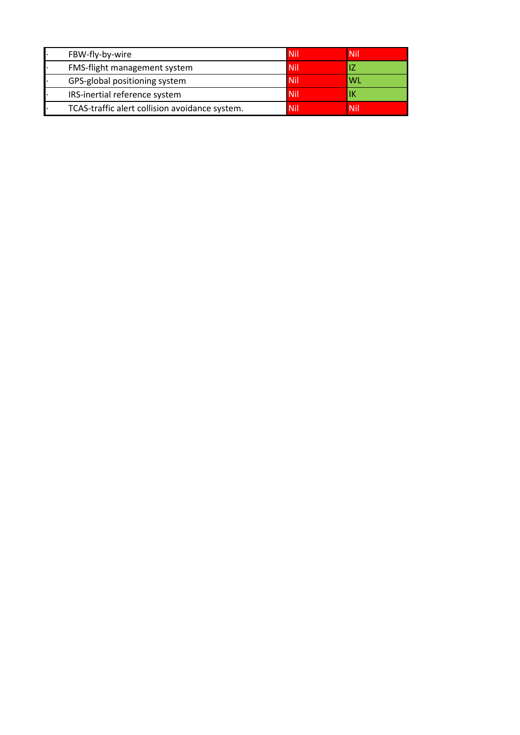| | | | |
|---|---|---|---|
| · | FBW-fly-by-wire | Nil | Nil |
| · | FMS-flight management system | Nil | IZ |
| · | GPS-global positioning system | Nil | WL |
| · | IRS-inertial reference system | Nil | IK |
| · | TCAS-traffic alert collision avoidance system. | Nil | Nil |